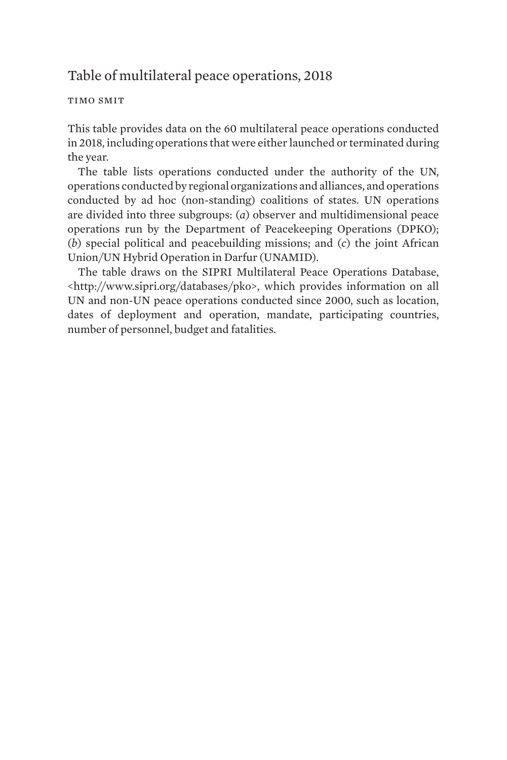# Table of multilateral peace operations, 2018

TIMO SMIT

This table provides data on the 60 multilateral peace operations conducted in 2018, including operations that were either launched or terminated during the year.

The table lists operations conducted under the authority of the UN, operations conducted by regional organizations and alliances, and operations conducted by ad hoc (non-standing) coalitions of states. UN operations are divided into three subgroups: (*a*) observer and multidimensional peace operations run by the Department of Peacekeeping Operations (DPKO); (*b*) special political and peacebuilding missions; and (*c*) the joint African Union/UN Hybrid Operation in Darfur (UNAMID).

The table draws on the SIPRI Multilateral Peace Operations Database, <http://www.sipri.org/databases/pko>, which provides information on all UN and non-UN peace operations conducted since 2000, such as location, dates of deployment and operation, mandate, participating countries, number of personnel, budget and fatalities.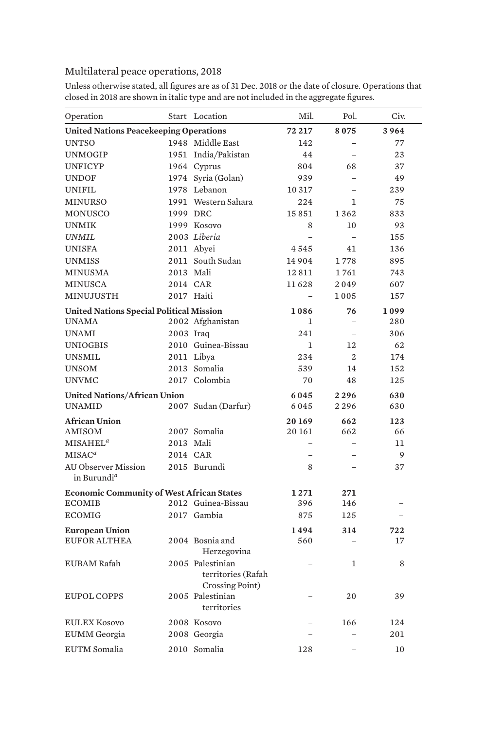## Multilateral peace operations, 2018

Unless otherwise stated, all figures are as of 31 Dec. 2018 or the date of closure. Operations that closed in 2018 are shown in italic type and are not included in the aggregate figures.

| Operation | Start | Location | Mil. | Pol. | Civ. |
|---|---|---|---|---|---|
| **United Nations Peacekeeping Operations** | | | **72 217** | **8 075** | **3 964** |
| UNTSO | 1948 | Middle East | 142 | – | 77 |
| UNMOGIP | 1951 | India/Pakistan | 44 | – | 23 |
| UNFICYP | 1964 | Cyprus | 804 | 68 | 37 |
| UNDOF | 1974 | Syria (Golan) | 939 | – | 49 |
| UNIFIL | 1978 | Lebanon | 10 317 | – | 239 |
| MINURSO | 1991 | Western Sahara | 224 | 1 | 75 |
| MONUSCO | 1999 | DRC | 15 851 | 1 362 | 833 |
| UNMIK | 1999 | Kosovo | 8 | 10 | 93 |
| *UNMIL* | 2003 | *Liberia* | – | – | 155 |
| UNISFA | 2011 | Abyei | 4 545 | 41 | 136 |
| UNMISS | 2011 | South Sudan | 14 904 | 1 778 | 895 |
| MINUSMA | 2013 | Mali | 12 811 | 1 761 | 743 |
| MINUSCA | 2014 | CAR | 11 628 | 2 049 | 607 |
| MINUJUSTH | 2017 | Haiti | – | 1 005 | 157 |
| **United Nations Special Political Mission** | | | **1 086** | **76** | **1 099** |
| UNAMA | 2002 | Afghanistan | 1 | – | 280 |
| UNAMI | 2003 | Iraq | 241 | – | 306 |
| UNIOGBIS | 2010 | Guinea-Bissau | 1 | 12 | 62 |
| UNSMIL | 2011 | Libya | 234 | 2 | 174 |
| UNSOM | 2013 | Somalia | 539 | 14 | 152 |
| UNVMC | 2017 | Colombia | 70 | 48 | 125 |
| **United Nations/African Union** | | | **6 045** | **2 296** | **630** |
| UNAMID | 2007 | Sudan (Darfur) | 6 045 | 2 296 | 630 |
| **African Union** | | | **20 169** | **662** | **123** |
| AMISOM | 2007 | Somalia | 20 161 | 662 | 66 |
| MISAHEL[a] | 2013 | Mali | – | – | 11 |
| MISAC[a] | 2014 | CAR | – | – | 9 |
| AU Observer Mission in Burundi[a] | 2015 | Burundi | 8 | – | 37 |
| **Economic Community of West African States** | | | **1 271** | **271** | |
| ECOMIB | 2012 | Guinea-Bissau | 396 | 146 | – |
| ECOMIG | 2017 | Gambia | 875 | 125 | – |
| **European Union** | | | **1 494** | **314** | **722** |
| EUFOR ALTHEA | 2004 | Bosnia and Herzegovina | 560 | – | 17 |
| EUBAM Rafah | 2005 | Palestinian territories (Rafah Crossing Point) | – | 1 | 8 |
| EUPOL COPPS | 2005 | Palestinian territories | – | 20 | 39 |
| EULEX Kosovo | 2008 | Kosovo | – | 166 | 124 |
| EUMM Georgia | 2008 | Georgia | – | – | 201 |
| EUTM Somalia | 2010 | Somalia | 128 | – | 10 |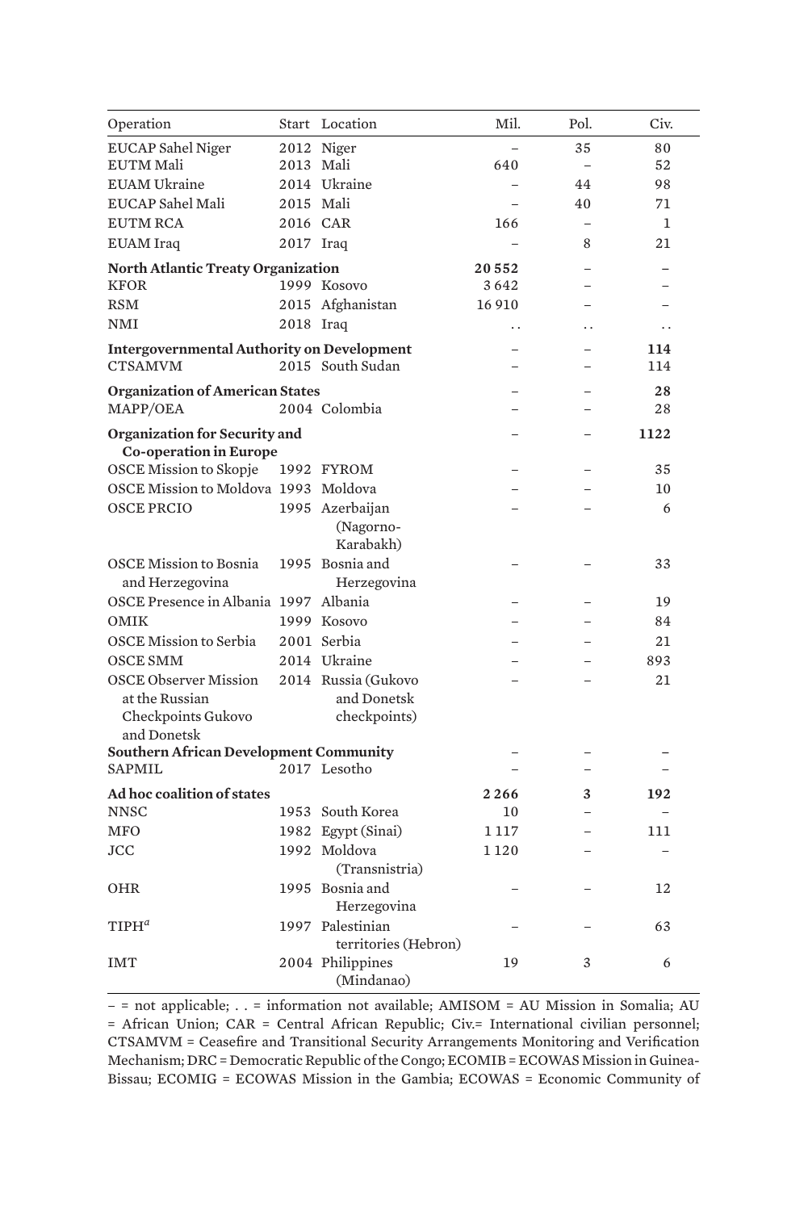| Operation | Start | Location | Mil. | Pol. | Civ. |
|---|---|---|---|---|---|
| EUCAP Sahel Niger | 2012 | Niger | – | 35 | 80 |
| EUTM Mali | 2013 | Mali | 640 | – | 52 |
| EUAM Ukraine | 2014 | Ukraine | – | 44 | 98 |
| EUCAP Sahel Mali | 2015 | Mali | – | 40 | 71 |
| EUTM RCA | 2016 | CAR | 166 | – | 1 |
| EUAM Iraq | 2017 | Iraq | – | 8 | 21 |
| **North Atlantic Treaty Organization** | | | **20 552** | – | – |
| KFOR | 1999 | Kosovo | 3 642 | – | – |
| RSM | 2015 | Afghanistan | 16 910 | – | – |
| NMI | 2018 | Iraq | . . | . . | . . |
| **Intergovernmental Authority on Development** | | | – | – | **114** |
| CTSAMVM | 2015 | South Sudan | – | – | 114 |
| **Organization of American States** | | | – | – | **28** |
| MAPP/OEA | 2004 | Colombia | – | – | 28 |
| **Organization for Security and Co-operation in Europe** | | | – | – | **1122** |
| OSCE Mission to Skopje | 1992 | FYROM | – | – | 35 |
| OSCE Mission to Moldova | 1993 | Moldova | – | – | 10 |
| OSCE PRCIO | 1995 | Azerbaijan (Nagorno-Karabakh) | – | – | 6 |
| OSCE Mission to Bosnia and Herzegovina | 1995 | Bosnia and Herzegovina | – | – | 33 |
| OSCE Presence in Albania | 1997 | Albania | – | – | 19 |
| OMIK | 1999 | Kosovo | – | – | 84 |
| OSCE Mission to Serbia | 2001 | Serbia | – | – | 21 |
| OSCE SMM | 2014 | Ukraine | – | – | 893 |
| OSCE Observer Mission at the Russian Checkpoints Gukovo and Donetsk | 2014 | Russia (Gukovo and Donetsk checkpoints) | – | – | 21 |
| **Southern African Development Community** | | | – | – | – |
| SAPMIL | 2017 | Lesotho | – | – | – |
| **Ad hoc coalition of states** | | | **2 266** | **3** | **192** |
| NNSC | 1953 | South Korea | 10 | – | – |
| MFO | 1982 | Egypt (Sinai) | 1 117 | – | 111 |
| JCC | 1992 | Moldova (Transnistria) | 1 120 | – | – |
| OHR | 1995 | Bosnia and Herzegovina | – | – | 12 |
| TIPH[a] | 1997 | Palestinian territories (Hebron) | – | – | 63 |
| IMT | 2004 | Philippines (Mindanao) | 19 | 3 | 6 |

– = not applicable; . . = information not available; AMISOM = AU Mission in Somalia; AU = African Union; CAR = Central African Republic; Civ.= International civilian personnel; CTSAMVM = Ceasefire and Transitional Security Arrangements Monitoring and Verification Mechanism; DRC = Democratic Republic of the Congo; ECOMIB = ECOWAS Mission in Guinea-Bissau; ECOMIG = ECOWAS Mission in the Gambia; ECOWAS = Economic Community of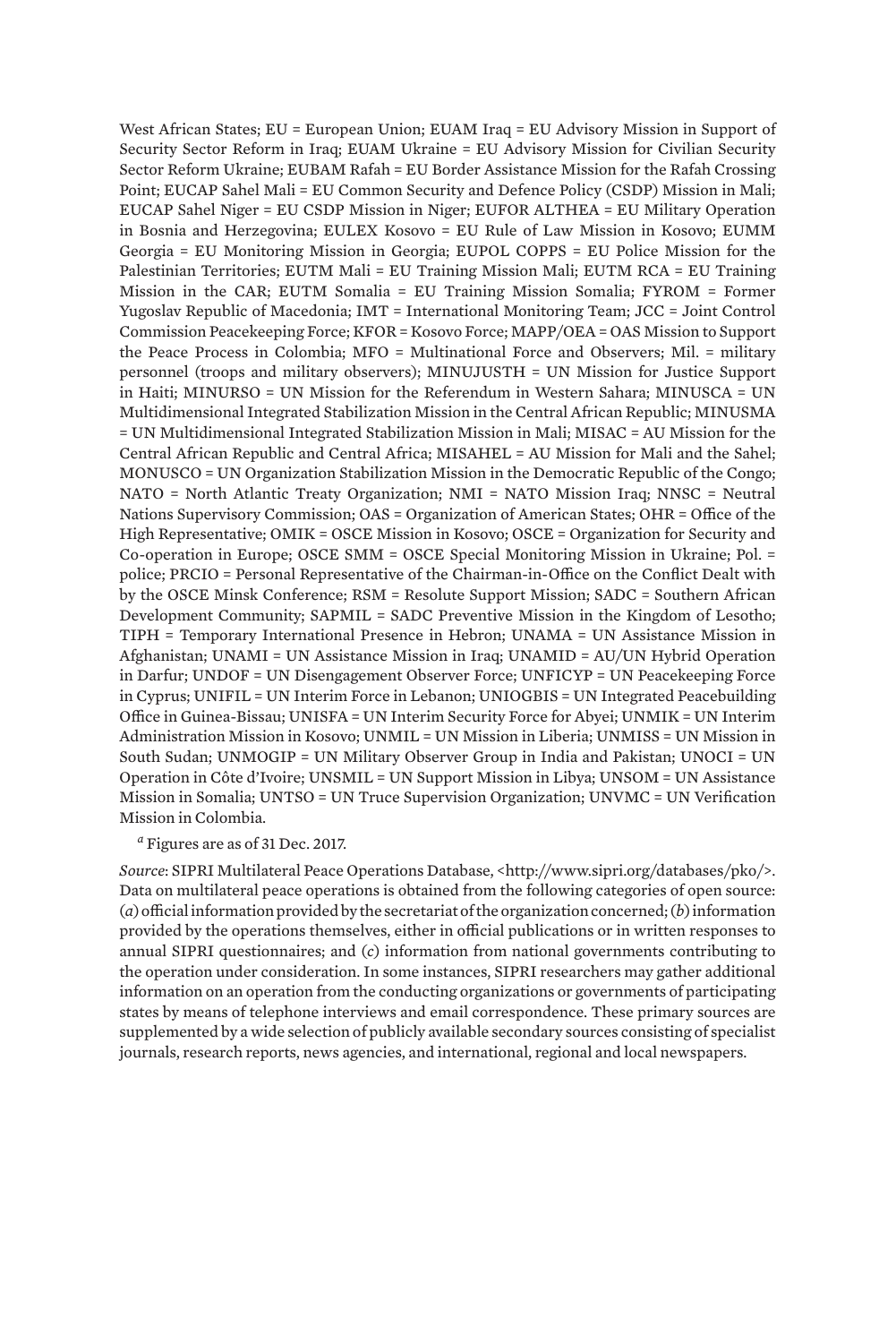West African States; EU = European Union; EUAM Iraq = EU Advisory Mission in Support of Security Sector Reform in Iraq; EUAM Ukraine = EU Advisory Mission for Civilian Security Sector Reform Ukraine; EUBAM Rafah = EU Border Assistance Mission for the Rafah Crossing Point; EUCAP Sahel Mali = EU Common Security and Defence Policy (CSDP) Mission in Mali; EUCAP Sahel Niger = EU CSDP Mission in Niger; EUFOR ALTHEA = EU Military Operation in Bosnia and Herzegovina; EULEX Kosovo = EU Rule of Law Mission in Kosovo; EUMM Georgia = EU Monitoring Mission in Georgia; EUPOL COPPS = EU Police Mission for the Palestinian Territories; EUTM Mali = EU Training Mission Mali; EUTM RCA = EU Training Mission in the CAR; EUTM Somalia = EU Training Mission Somalia; FYROM = Former Yugoslav Republic of Macedonia; IMT = International Monitoring Team; JCC = Joint Control Commission Peacekeeping Force; KFOR = Kosovo Force; MAPP/OEA = OAS Mission to Support the Peace Process in Colombia; MFO = Multinational Force and Observers; Mil. = military personnel (troops and military observers); MINUJUSTH = UN Mission for Justice Support in Haiti; MINURSO = UN Mission for the Referendum in Western Sahara; MINUSCA = UN Multidimensional Integrated Stabilization Mission in the Central African Republic; MINUSMA = UN Multidimensional Integrated Stabilization Mission in Mali; MISAC = AU Mission for the Central African Republic and Central Africa; MISAHEL = AU Mission for Mali and the Sahel; MONUSCO = UN Organization Stabilization Mission in the Democratic Republic of the Congo; NATO = North Atlantic Treaty Organization; NMI = NATO Mission Iraq; NNSC = Neutral Nations Supervisory Commission; OAS = Organization of American States; OHR = Office of the High Representative; OMIK = OSCE Mission in Kosovo; OSCE = Organization for Security and Co-operation in Europe; OSCE SMM = OSCE Special Monitoring Mission in Ukraine; Pol. = police; PRCIO = Personal Representative of the Chairman-in-Office on the Conflict Dealt with by the OSCE Minsk Conference; RSM = Resolute Support Mission; SADC = Southern African Development Community; SAPMIL = SADC Preventive Mission in the Kingdom of Lesotho; TIPH = Temporary International Presence in Hebron; UNAMA = UN Assistance Mission in Afghanistan; UNAMI = UN Assistance Mission in Iraq; UNAMID = AU/UN Hybrid Operation in Darfur; UNDOF = UN Disengagement Observer Force; UNFICYP = UN Peacekeeping Force in Cyprus; UNIFIL = UN Interim Force in Lebanon; UNIOGBIS = UN Integrated Peacebuilding Office in Guinea-Bissau; UNISFA = UN Interim Security Force for Abyei; UNMIK = UN Interim Administration Mission in Kosovo; UNMIL = UN Mission in Liberia; UNMISS = UN Mission in South Sudan; UNMOGIP = UN Military Observer Group in India and Pakistan; UNOCI = UN Operation in Côte d'Ivoire; UNSMIL = UN Support Mission in Libya; UNSOM = UN Assistance Mission in Somalia; UNTSO = UN Truce Supervision Organization; UNVMC = UN Verification Mission in Colombia.

[a] Figures are as of 31 Dec. 2017.

*Source*: SIPRI Multilateral Peace Operations Database, <http://www.sipri.org/databases/pko/>. Data on multilateral peace operations is obtained from the following categories of open source: (*a*) official information provided by the secretariat of the organization concerned; (*b*) information provided by the operations themselves, either in official publications or in written responses to annual SIPRI questionnaires; and (*c*) information from national governments contributing to the operation under consideration. In some instances, SIPRI researchers may gather additional information on an operation from the conducting organizations or governments of participating states by means of telephone interviews and email correspondence. These primary sources are supplemented by a wide selection of publicly available secondary sources consisting of specialist journals, research reports, news agencies, and international, regional and local newspapers.